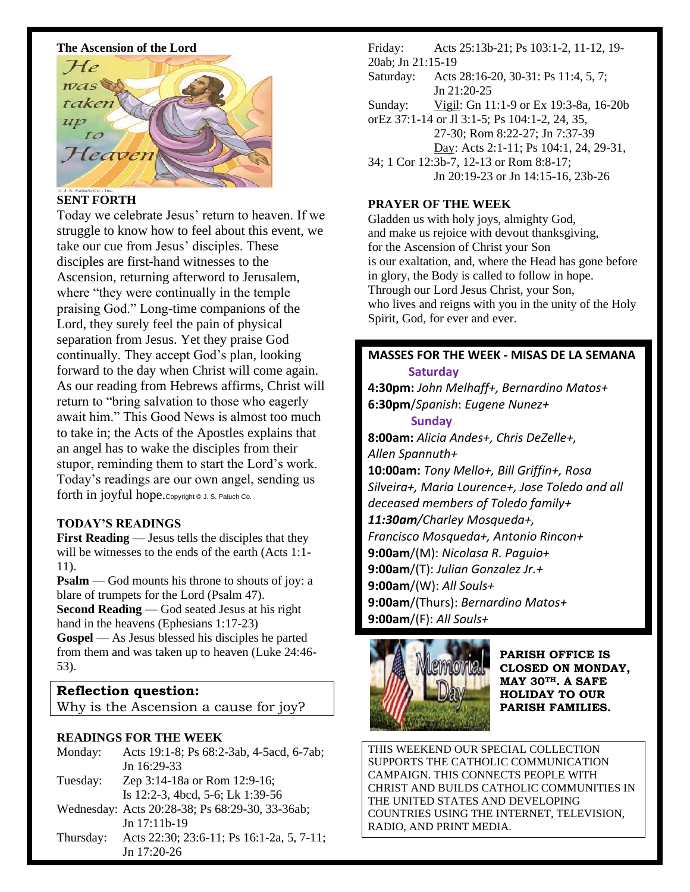**The Ascension of the Lord**

He was taken up to Heaven

© J. S. Paluch Co., Inc.

**SENT FORTH**

Today we celebrate Jesus' return to heaven. If we struggle to know how to feel about this event, we take our cue from Jesus' disciples. These disciples are first-hand witnesses to the Ascension, returning afterword to Jerusalem, where "they were continually in the temple praising God." Long-time companions of the Lord, they surely feel the pain of physical separation from Jesus. Yet they praise God continually. They accept God's plan, looking forward to the day when Christ will come again. As our reading from Hebrews affirms, Christ will return to "bring salvation to those who eagerly await him." This Good News is almost too much to take in; the Acts of the Apostles explains that an angel has to wake the disciples from their stupor, reminding them to start the Lord's work. Today's readings are our own angel, sending us forth in joyful hope. Copyright © J. S. Paluch Co.

**TODAY'S READINGS**

**First Reading** — Jesus tells the disciples that they will be witnesses to the ends of the earth (Acts 1:1-11).

**Psalm** — God mounts his throne to shouts of joy: a blare of trumpets for the Lord (Psalm 47).

**Second Reading** — God seated Jesus at his right hand in the heavens (Ephesians 1:17-23)

**Gospel** — As Jesus blessed his disciples he parted from them and was taken up to heaven (Luke 24:46-53).

**Reflection question:**
Why is the Ascension a cause for joy?

**READINGS FOR THE WEEK**

Monday: Acts 19:1-8; Ps 68:2-3ab, 4-5acd, 6-7ab; Jn 16:29-33
Tuesday: Zep 3:14-18a or Rom 12:9-16; Is 12:2-3, 4bcd, 5-6; Lk 1:39-56
Wednesday: Acts 20:28-38; Ps 68:29-30, 33-36ab; Jn 17:11b-19
Thursday: Acts 22:30; 23:6-11; Ps 16:1-2a, 5, 7-11; Jn 17:20-26
Friday: Acts 25:13b-21; Ps 103:1-2, 11-12, 19-20ab; Jn 21:15-19
Saturday: Acts 28:16-20, 30-31: Ps 11:4, 5, 7; Jn 21:20-25
Sunday: Vigil: Gn 11:1-9 or Ex 19:3-8a, 16-20b orEz 37:1-14 or Jl 3:1-5; Ps 104:1-2, 24, 35, 27-30; Rom 8:22-27; Jn 7:37-39
Day: Acts 2:1-11; Ps 104:1, 24, 29-31, 34; 1 Cor 12:3b-7, 12-13 or Rom 8:8-17; Jn 20:19-23 or Jn 14:15-16, 23b-26

**PRAYER OF THE WEEK**

Gladden us with holy joys, almighty God,
and make us rejoice with devout thanksgiving,
for the Ascension of Christ your Son
is our exaltation, and, where the Head has gone before
in glory, the Body is called to follow in hope.
Through our Lord Jesus Christ, your Son,
who lives and reigns with you in the unity of the Holy Spirit, God, for ever and ever.

**MASSES FOR THE WEEK - MISAS DE LA SEMANA**

**Saturday**

**4:30pm:** *John Melhaff+, Bernardino Matos+*
**6:30pm**/*Spanish*: *Eugene Nunez+*

**Sunday**

**8:00am:** *Alicia Andes+, Chris DeZelle+, Allen Spannuth+*
**10:00am:** *Tony Mello+, Bill Griffin+, Rosa Silveira+, Maria Lourence+, Jose Toledo and all deceased members of Toledo family+*
***11:30am****/Charley Mosqueda+, Francisco Mosqueda+, Antonio Rincon+*
**9:00am**/(M): *Nicolasa R. Paguio+*
**9:00am**/(T): *Julian Gonzalez Jr.+*
**9:00am**/(W): *All Souls+*
**9:00am**/(Thurs): *Bernardino Matos+*
**9:00am**/(F): *All Souls+*

Memorial Day

**PARISH OFFICE IS CLOSED ON MONDAY, MAY 30TH. A SAFE HOLIDAY TO OUR PARISH FAMILIES.**

THIS WEEKEND OUR SPECIAL COLLECTION SUPPORTS THE CATHOLIC COMMUNICATION CAMPAIGN. THIS CONNECTS PEOPLE WITH CHRIST AND BUILDS CATHOLIC COMMUNITIES IN THE UNITED STATES AND DEVELOPING COUNTRIES USING THE INTERNET, TELEVISION, RADIO, AND PRINT MEDIA.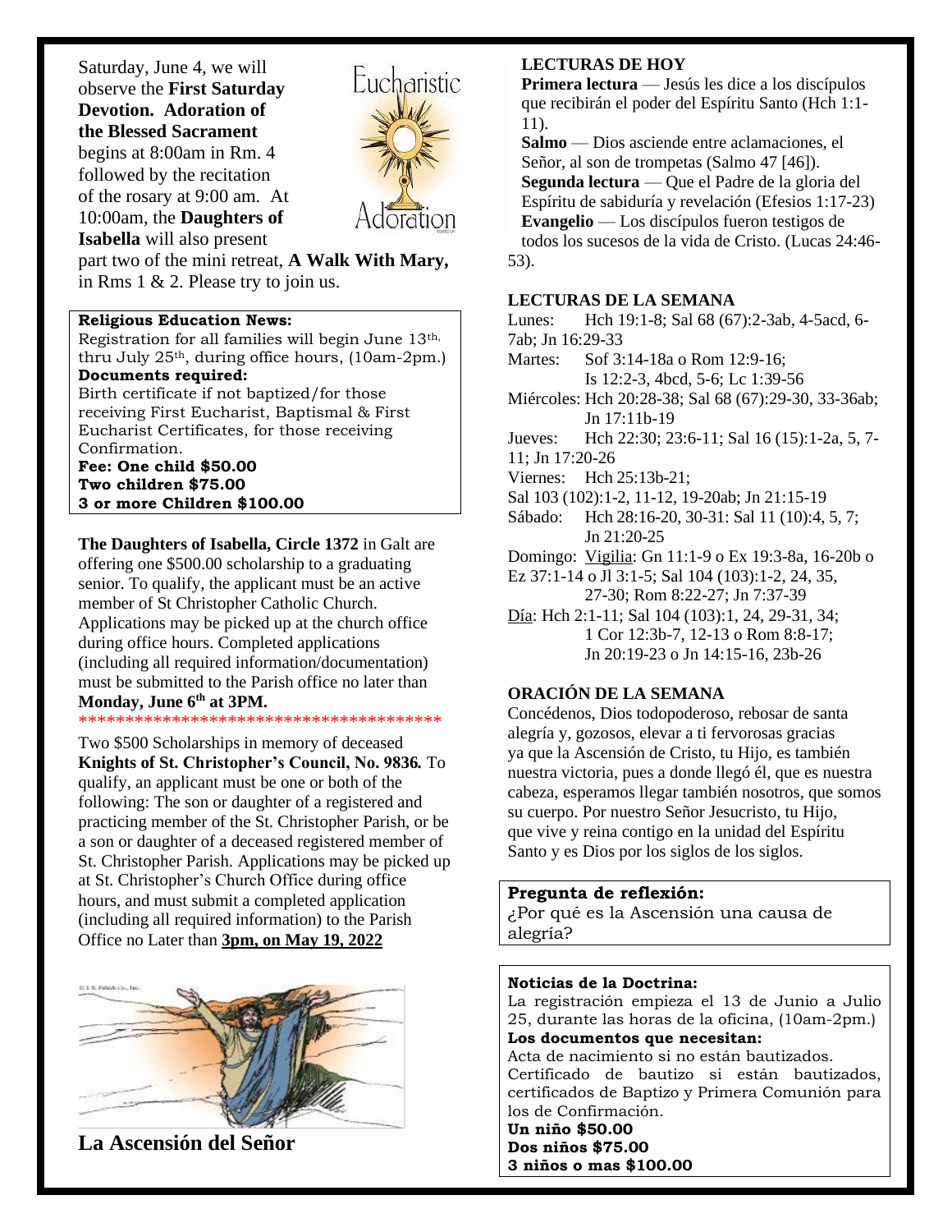Saturday, June 4, we will observe the **First Saturday Devotion. Adoration of the Blessed Sacrament** begins at 8:00am in Rm. 4 followed by the recitation of the rosary at 9:00 am. At 10:00am, the **Daughters of Isabella** will also present part two of the mini retreat, **A Walk With Mary,** in Rms 1 & 2. Please try to join us.

**Religious Education News:**
Registration for all families will begin June 13th, thru July 25th, during office hours, (10am-2pm.)
**Documents required:**
Birth certificate if not baptized/for those receiving First Eucharist, Baptismal & First Eucharist Certificates, for those receiving Confirmation.
**Fee: One child $50.00**
**Two children $75.00**
**3 or more Children $100.00**

**The Daughters of Isabella, Circle 1372** in Galt are offering one $500.00 scholarship to a graduating senior. To qualify, the applicant must be an active member of St Christopher Catholic Church. Applications may be picked up at the church office during office hours. Completed applications (including all required information/documentation) must be submitted to the Parish office no later than **Monday, June 6th at 3PM.**

****************************************

Two $500 Scholarships in memory of deceased **Knights of St. Christopher's Council, No. 9836.** To qualify, an applicant must be one or both of the following: The son or daughter of a registered and practicing member of the St. Christopher Parish, or be a son or daughter of a deceased registered member of St. Christopher Parish. Applications may be picked up at St. Christopher's Church Office during office hours, and must submit a completed application (including all required information) to the Parish Office no Later than **3pm, on May 19, 2022**

**La Ascensión del Señor**

**LECTURAS DE HOY**

**Primera lectura** — Jesús les dice a los discípulos que recibirán el poder del Espíritu Santo (Hch 1:1-11).
**Salmo** — Dios asciende entre aclamaciones, el Señor, al son de trompetas (Salmo 47 [46]).
**Segunda lectura** — Que el Padre de la gloria del Espíritu de sabiduría y revelación (Efesios 1:17-23)
**Evangelio** — Los discípulos fueron testigos de todos los sucesos de la vida de Cristo. (Lucas 24:46-53).

**LECTURAS DE LA SEMANA**

Lunes: Hch 19:1-8; Sal 68 (67):2-3ab, 4-5acd, 6-7ab; Jn 16:29-33
Martes: Sof 3:14-18a o Rom 12:9-16; Is 12:2-3, 4bcd, 5-6; Lc 1:39-56
Miércoles: Hch 20:28-38; Sal 68 (67):29-30, 33-36ab; Jn 17:11b-19
Jueves: Hch 22:30; 23:6-11; Sal 16 (15):1-2a, 5, 7-11; Jn 17:20-26
Viernes: Hch 25:13b-21; Sal 103 (102):1-2, 11-12, 19-20ab; Jn 21:15-19
Sábado: Hch 28:16-20, 30-31: Sal 11 (10):4, 5, 7; Jn 21:20-25
Domingo: Vigilia: Gn 11:1-9 o Ex 19:3-8a, 16-20b o Ez 37:1-14 o Jl 3:1-5; Sal 104 (103):1-2, 24, 35, 27-30; Rom 8:22-27; Jn 7:37-39
Día: Hch 2:1-11; Sal 104 (103):1, 24, 29-31, 34; 1 Cor 12:3b-7, 12-13 o Rom 8:8-17; Jn 20:19-23 o Jn 14:15-16, 23b-26

**ORACIÓN DE LA SEMANA**

Concédenos, Dios todopoderoso, rebosar de santa alegría y, gozosos, elevar a ti fervorosas gracias ya que la Ascensión de Cristo, tu Hijo, es también nuestra victoria, pues a donde llegó él, que es nuestra cabeza, esperamos llegar también nosotros, que somos su cuerpo. Por nuestro Señor Jesucristo, tu Hijo, que vive y reina contigo en la unidad del Espíritu Santo y es Dios por los siglos de los siglos.

**Pregunta de reflexión:**
¿Por qué es la Ascensión una causa de alegría?

**Noticias de la Doctrina:**
La registración empieza el 13 de Junio a Julio 25, durante las horas de la oficina, (10am-2pm.)
**Los documentos que necesitan:**
Acta de nacimiento si no están bautizados.
Certificado de bautizo si están bautizados, certificados de Baptizo y Primera Comunión para los de Confirmación.
**Un niño $50.00**
**Dos niños $75.00**
**3 niños o mas $100.00**